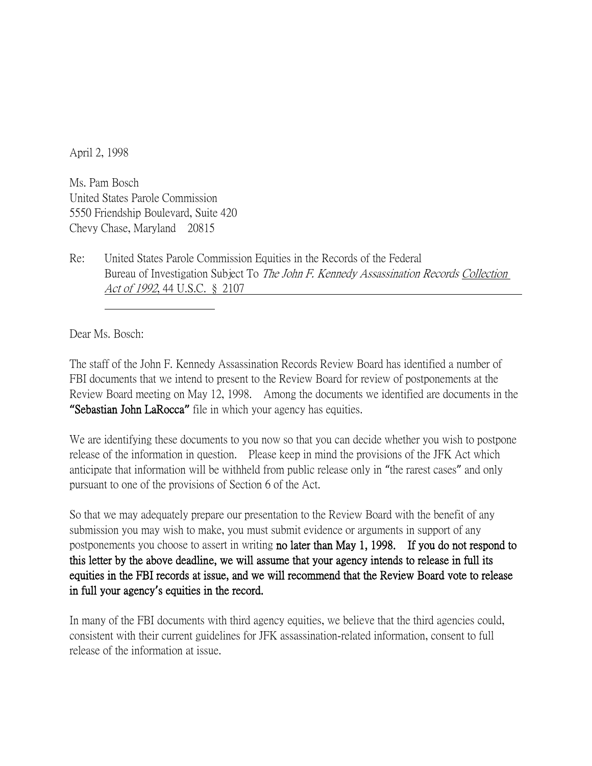April 2, 1998

Ms. Pam Bosch
United States Parole Commission
5550 Friendship Boulevard, Suite 420
Chevy Chase, Maryland 20815

Re: United States Parole Commission Equities in the Records of the Federal Bureau of Investigation Subject To *The John F. Kennedy Assassination Records Collection Act of 1992*, 44 U.S.C. § 2107

Dear Ms. Bosch:

The staff of the John F. Kennedy Assassination Records Review Board has identified a number of FBI documents that we intend to present to the Review Board for review of postponements at the Review Board meeting on May 12, 1998. Among the documents we identified are documents in the **"Sebastian John LaRocca"** file in which your agency has equities.

We are identifying these documents to you now so that you can decide whether you wish to postpone release of the information in question. Please keep in mind the provisions of the JFK Act which anticipate that information will be withheld from public release only in "the rarest cases" and only pursuant to one of the provisions of Section 6 of the Act.

So that we may adequately prepare our presentation to the Review Board with the benefit of any submission you may wish to make, you must submit evidence or arguments in support of any postponements you choose to assert in writing **no later than May 1, 1998. If you do not respond to this letter by the above deadline, we will assume that your agency intends to release in full its equities in the FBI records at issue, and we will recommend that the Review Board vote to release in full your agency's equities in the record.**

In many of the FBI documents with third agency equities, we believe that the third agencies could, consistent with their current guidelines for JFK assassination-related information, consent to full release of the information at issue.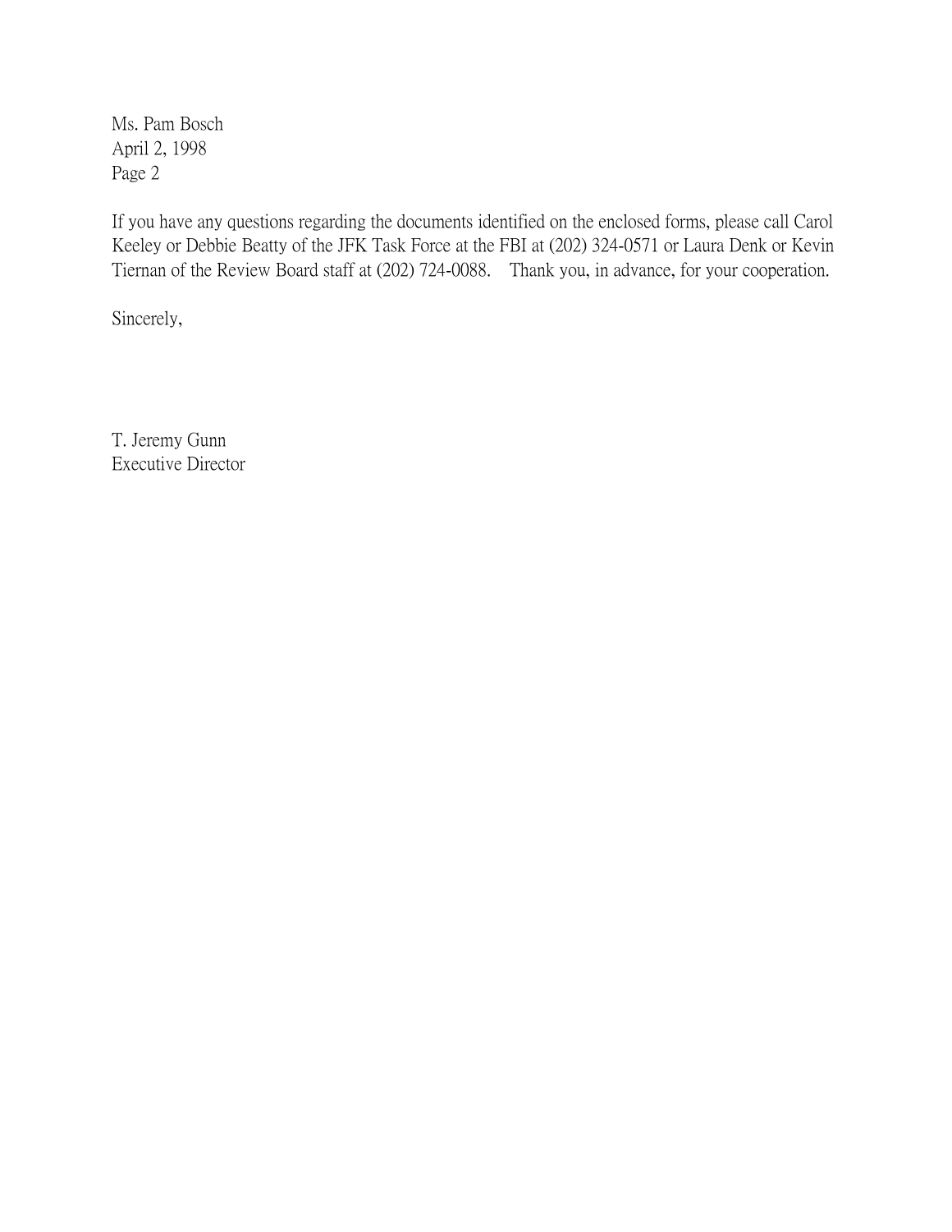Ms. Pam Bosch
April 2, 1998
Page 2

If you have any questions regarding the documents identified on the enclosed forms, please call Carol Keeley or Debbie Beatty of the JFK Task Force at the FBI at (202) 324-0571 or Laura Denk or Kevin Tiernan of the Review Board staff at (202) 724-0088. Thank you, in advance, for your cooperation.

Sincerely,

T. Jeremy Gunn
Executive Director